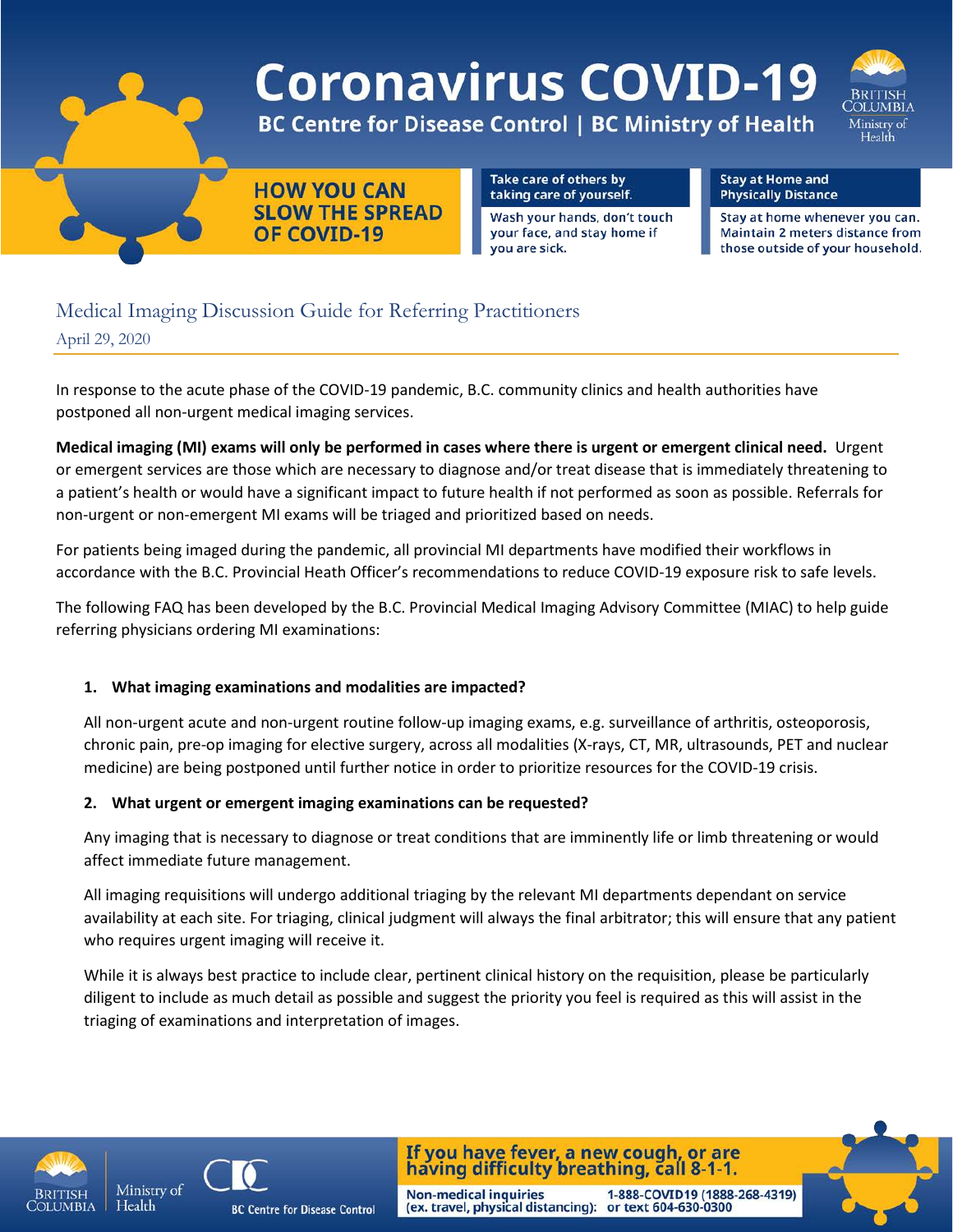# Coronavirus COVID-19

**BC Centre for Disease Control | BC Ministry of Health**

**HOW YOU CAN SLOW THE SPREAD OF COVID-19**

**Take care of others by taking care of yourself.**
Wash your hands, don't touch your face, and stay home if you are sick.

**Stay at Home and Physically Distance**
Stay at home whenever you can. Maintain 2 meters distance from those outside of your household.

## Medical Imaging Discussion Guide for Referring Practitioners

April 29, 2020

In response to the acute phase of the COVID-19 pandemic, B.C. community clinics and health authorities have postponed all non-urgent medical imaging services.

**Medical imaging (MI) exams will only be performed in cases where there is urgent or emergent clinical need.** Urgent or emergent services are those which are necessary to diagnose and/or treat disease that is immediately threatening to a patient's health or would have a significant impact to future health if not performed as soon as possible. Referrals for non-urgent or non-emergent MI exams will be triaged and prioritized based on needs.

For patients being imaged during the pandemic, all provincial MI departments have modified their workflows in accordance with the B.C. Provincial Heath Officer's recommendations to reduce COVID-19 exposure risk to safe levels.

The following FAQ has been developed by the B.C. Provincial Medical Imaging Advisory Committee (MIAC) to help guide referring physicians ordering MI examinations:

1. **What imaging examinations and modalities are impacted?**

   All non-urgent acute and non-urgent routine follow-up imaging exams, e.g. surveillance of arthritis, osteoporosis, chronic pain, pre-op imaging for elective surgery, across all modalities (X-rays, CT, MR, ultrasounds, PET and nuclear medicine) are being postponed until further notice in order to prioritize resources for the COVID-19 crisis.

2. **What urgent or emergent imaging examinations can be requested?**

   Any imaging that is necessary to diagnose or treat conditions that are imminently life or limb threatening or would affect immediate future management.

   All imaging requisitions will undergo additional triaging by the relevant MI departments dependant on service availability at each site. For triaging, clinical judgment will always the final arbitrator; this will ensure that any patient who requires urgent imaging will receive it.

   While it is always best practice to include clear, pertinent clinical history on the requisition, please be particularly diligent to include as much detail as possible and suggest the priority you feel is required as this will assist in the triaging of examinations and interpretation of images.

**If you have fever, a new cough, or are having difficulty breathing, call 8-1-1.**

Non-medical inquiries (ex. travel, physical distancing): 1-888-COVID19 (1888-268-4319) or text 604-630-0300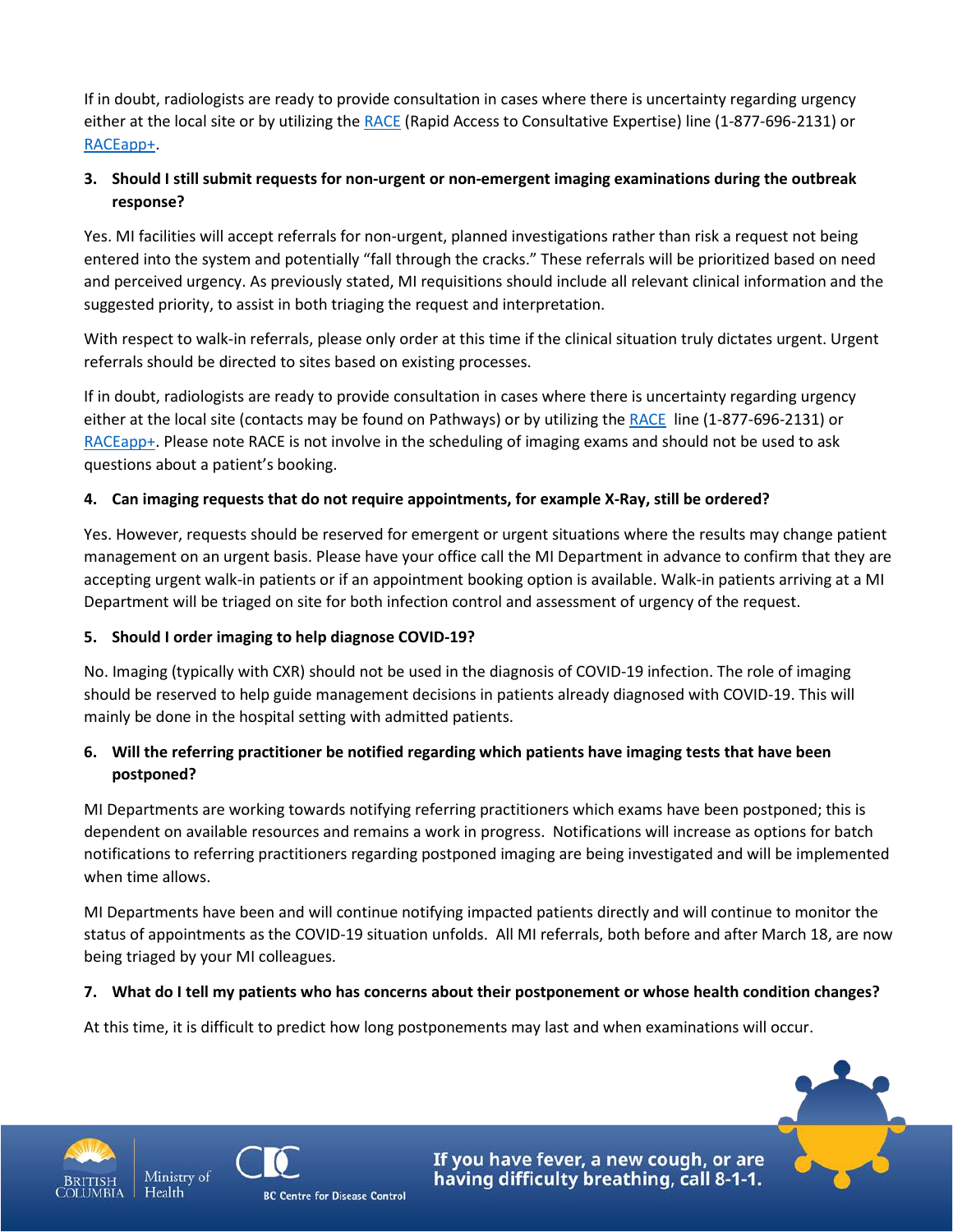If in doubt, radiologists are ready to provide consultation in cases where there is uncertainty regarding urgency either at the local site or by utilizing the RACE (Rapid Access to Consultative Expertise) line (1-877-696-2131) or RACEapp+.

**3. Should I still submit requests for non-urgent or non-emergent imaging examinations during the outbreak response?**

Yes. MI facilities will accept referrals for non-urgent, planned investigations rather than risk a request not being entered into the system and potentially "fall through the cracks." These referrals will be prioritized based on need and perceived urgency. As previously stated, MI requisitions should include all relevant clinical information and the suggested priority, to assist in both triaging the request and interpretation.

With respect to walk-in referrals, please only order at this time if the clinical situation truly dictates urgent. Urgent referrals should be directed to sites based on existing processes.

If in doubt, radiologists are ready to provide consultation in cases where there is uncertainty regarding urgency either at the local site (contacts may be found on Pathways) or by utilizing the RACE line (1-877-696-2131) or RACEapp+. Please note RACE is not involve in the scheduling of imaging exams and should not be used to ask questions about a patient's booking.

**4. Can imaging requests that do not require appointments, for example X-Ray, still be ordered?**

Yes. However, requests should be reserved for emergent or urgent situations where the results may change patient management on an urgent basis. Please have your office call the MI Department in advance to confirm that they are accepting urgent walk-in patients or if an appointment booking option is available. Walk-in patients arriving at a MI Department will be triaged on site for both infection control and assessment of urgency of the request.

**5. Should I order imaging to help diagnose COVID-19?**

No. Imaging (typically with CXR) should not be used in the diagnosis of COVID-19 infection. The role of imaging should be reserved to help guide management decisions in patients already diagnosed with COVID-19. This will mainly be done in the hospital setting with admitted patients.

**6. Will the referring practitioner be notified regarding which patients have imaging tests that have been postponed?**

MI Departments are working towards notifying referring practitioners which exams have been postponed; this is dependent on available resources and remains a work in progress. Notifications will increase as options for batch notifications to referring practitioners regarding postponed imaging are being investigated and will be implemented when time allows.

MI Departments have been and will continue notifying impacted patients directly and will continue to monitor the status of appointments as the COVID-19 situation unfolds. All MI referrals, both before and after March 18, are now being triaged by your MI colleagues.

**7. What do I tell my patients who has concerns about their postponement or whose health condition changes?**

At this time, it is difficult to predict how long postponements may last and when examinations will occur.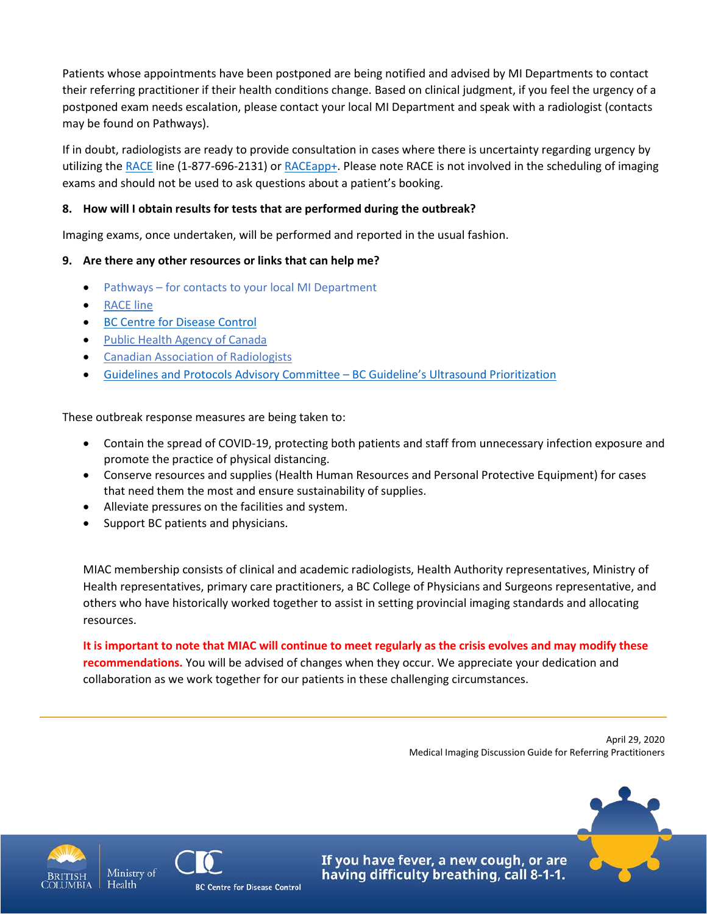Patients whose appointments have been postponed are being notified and advised by MI Departments to contact their referring practitioner if their health conditions change. Based on clinical judgment, if you feel the urgency of a postponed exam needs escalation, please contact your local MI Department and speak with a radiologist (contacts may be found on Pathways).

If in doubt, radiologists are ready to provide consultation in cases where there is uncertainty regarding urgency by utilizing the RACE line (1-877-696-2131) or RACEapp+. Please note RACE is not involved in the scheduling of imaging exams and should not be used to ask questions about a patient's booking.

**8. How will I obtain results for tests that are performed during the outbreak?**

Imaging exams, once undertaken, will be performed and reported in the usual fashion.

**9. Are there any other resources or links that can help me?**

- Pathways – for contacts to your local MI Department
- RACE line
- BC Centre for Disease Control
- Public Health Agency of Canada
- Canadian Association of Radiologists
- Guidelines and Protocols Advisory Committee – BC Guideline's Ultrasound Prioritization

These outbreak response measures are being taken to:

- Contain the spread of COVID-19, protecting both patients and staff from unnecessary infection exposure and promote the practice of physical distancing.
- Conserve resources and supplies (Health Human Resources and Personal Protective Equipment) for cases that need them the most and ensure sustainability of supplies.
- Alleviate pressures on the facilities and system.
- Support BC patients and physicians.

MIAC membership consists of clinical and academic radiologists, Health Authority representatives, Ministry of Health representatives, primary care practitioners, a BC College of Physicians and Surgeons representative, and others who have historically worked together to assist in setting provincial imaging standards and allocating resources.

**It is important to note that MIAC will continue to meet regularly as the crisis evolves and may modify these recommendations.** You will be advised of changes when they occur. We appreciate your dedication and collaboration as we work together for our patients in these challenging circumstances.

April 29, 2020
Medical Imaging Discussion Guide for Referring Practitioners

If you have fever, a new cough, or are having difficulty breathing, call 8-1-1.